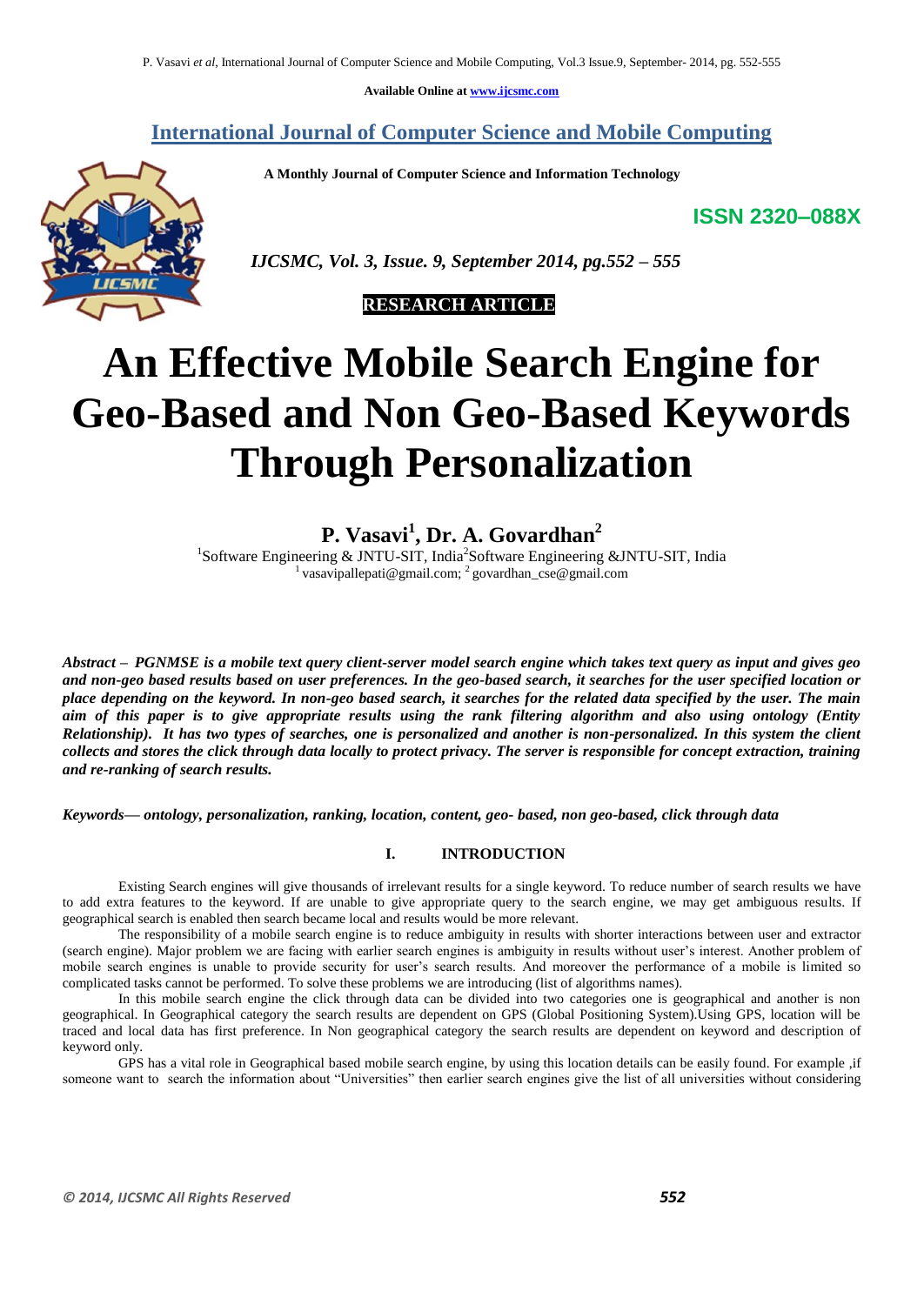Available Online at www.ijcsmc.com

# International Journal of Computer Science and Mobile Computing

**A Monthly Journal of Computer Science and Information Technology**

**ISSN 2320–088X**

*IJCSMC, Vol. 3, Issue. 9, September 2014, pg.552 – 555*

**RESEARCH ARTICLE**

# An Effective Mobile Search Engine for Geo-Based and Non Geo-Based Keywords Through Personalization

**P. Vasavi[1], Dr. A. Govardhan[2]**

[1]Software Engineering & JNTU-SIT, India[2]Software Engineering &JNTU-SIT, India
[1] vasavipallepati@gmail.com; [2] govardhan_cse@gmail.com

***Abstract –*** ***PGNMSE is a mobile text query client-server model search engine which takes text query as input and gives geo and non-geo based results based on user preferences. In the geo-based search, it searches for the user specified location or place depending on the keyword. In non-geo based search, it searches for the related data specified by the user. The main aim of this paper is to give appropriate results using the rank filtering algorithm and also using ontology (Entity Relationship). It has two types of searches, one is personalized and another is non-personalized. In this system the client collects and stores the click through data locally to protect privacy. The server is responsible for concept extraction, training and re-ranking of search results.***

***Keywords— ontology, personalization, ranking, location, content, geo- based, non geo-based, click through data***

## I. INTRODUCTION

Existing Search engines will give thousands of irrelevant results for a single keyword. To reduce number of search results we have to add extra features to the keyword. If are unable to give appropriate query to the search engine, we may get ambiguous results. If geographical search is enabled then search became local and results would be more relevant.

The responsibility of a mobile search engine is to reduce ambiguity in results with shorter interactions between user and extractor (search engine). Major problem we are facing with earlier search engines is ambiguity in results without user's interest. Another problem of mobile search engines is unable to provide security for user's search results. And moreover the performance of a mobile is limited so complicated tasks cannot be performed. To solve these problems we are introducing (list of algorithms names).

In this mobile search engine the click through data can be divided into two categories one is geographical and another is non geographical. In Geographical category the search results are dependent on GPS (Global Positioning System).Using GPS, location will be traced and local data has first preference. In Non geographical category the search results are dependent on keyword and description of keyword only.

GPS has a vital role in Geographical based mobile search engine, by using this location details can be easily found. For example ,if someone want to search the information about "Universities" then earlier search engines give the list of all universities without considering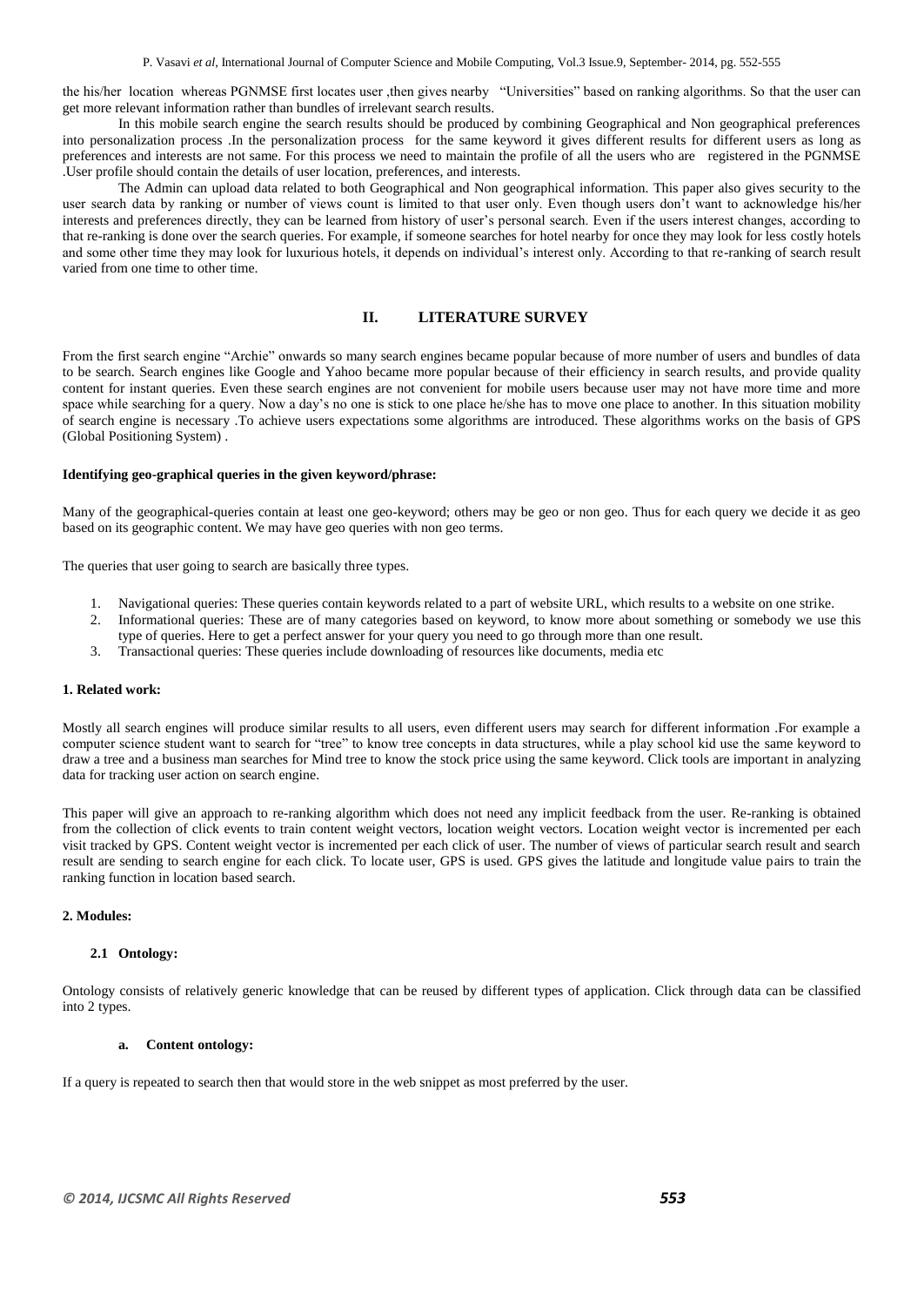the his/her location whereas PGNMSE first locates user ,then gives nearby "Universities" based on ranking algorithms. So that the user can get more relevant information rather than bundles of irrelevant search results.

In this mobile search engine the search results should be produced by combining Geographical and Non geographical preferences into personalization process .In the personalization process for the same keyword it gives different results for different users as long as preferences and interests are not same. For this process we need to maintain the profile of all the users who are registered in the PGNMSE .User profile should contain the details of user location, preferences, and interests.

The Admin can upload data related to both Geographical and Non geographical information. This paper also gives security to the user search data by ranking or number of views count is limited to that user only. Even though users don't want to acknowledge his/her interests and preferences directly, they can be learned from history of user's personal search. Even if the users interest changes, according to that re-ranking is done over the search queries. For example, if someone searches for hotel nearby for once they may look for less costly hotels and some other time they may look for luxurious hotels, it depends on individual's interest only. According to that re-ranking of search result varied from one time to other time.

## II. LITERATURE SURVEY

From the first search engine "Archie" onwards so many search engines became popular because of more number of users and bundles of data to be search. Search engines like Google and Yahoo became more popular because of their efficiency in search results, and provide quality content for instant queries. Even these search engines are not convenient for mobile users because user may not have more time and more space while searching for a query. Now a day's no one is stick to one place he/she has to move one place to another. In this situation mobility of search engine is necessary .To achieve users expectations some algorithms are introduced. These algorithms works on the basis of GPS (Global Positioning System) .

**Identifying geo-graphical queries in the given keyword/phrase:**

Many of the geographical-queries contain at least one geo-keyword; others may be geo or non geo. Thus for each query we decide it as geo based on its geographic content. We may have geo queries with non geo terms.

The queries that user going to search are basically three types.

1. Navigational queries: These queries contain keywords related to a part of website URL, which results to a website on one strike.
2. Informational queries: These are of many categories based on keyword, to know more about something or somebody we use this type of queries. Here to get a perfect answer for your query you need to go through more than one result.
3. Transactional queries: These queries include downloading of resources like documents, media etc

### 1. Related work:

Mostly all search engines will produce similar results to all users, even different users may search for different information .For example a computer science student want to search for "tree" to know tree concepts in data structures, while a play school kid use the same keyword to draw a tree and a business man searches for Mind tree to know the stock price using the same keyword. Click tools are important in analyzing data for tracking user action on search engine.

This paper will give an approach to re-ranking algorithm which does not need any implicit feedback from the user. Re-ranking is obtained from the collection of click events to train content weight vectors, location weight vectors. Location weight vector is incremented per each visit tracked by GPS. Content weight vector is incremented per each click of user. The number of views of particular search result and search result are sending to search engine for each click. To locate user, GPS is used. GPS gives the latitude and longitude value pairs to train the ranking function in location based search.

### 2. Modules:

#### 2.1 Ontology:

Ontology consists of relatively generic knowledge that can be reused by different types of application. Click through data can be classified into 2 types.

**a. Content ontology:**

If a query is repeated to search then that would store in the web snippet as most preferred by the user.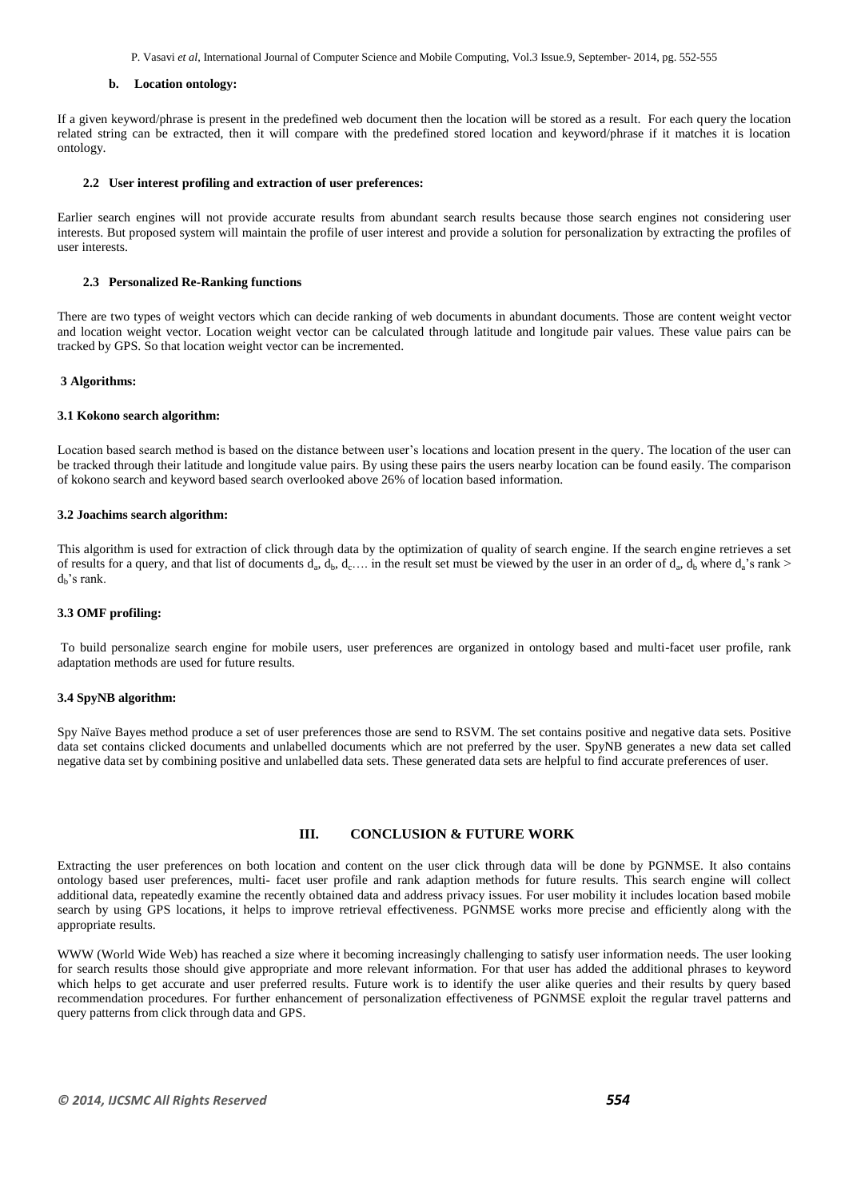#### b. Location ontology:

If a given keyword/phrase is present in the predefined web document then the location will be stored as a result. For each query the location related string can be extracted, then it will compare with the predefined stored location and keyword/phrase if it matches it is location ontology.

### 2.2 User interest profiling and extraction of user preferences:

Earlier search engines will not provide accurate results from abundant search results because those search engines not considering user interests. But proposed system will maintain the profile of user interest and provide a solution for personalization by extracting the profiles of user interests.

### 2.3 Personalized Re-Ranking functions

There are two types of weight vectors which can decide ranking of web documents in abundant documents. Those are content weight vector and location weight vector. Location weight vector can be calculated through latitude and longitude pair values. These value pairs can be tracked by GPS. So that location weight vector can be incremented.

## 3 Algorithms:

### 3.1 Kokono search algorithm:

Location based search method is based on the distance between user's locations and location present in the query. The location of the user can be tracked through their latitude and longitude value pairs. By using these pairs the users nearby location can be found easily. The comparison of kokono search and keyword based search overlooked above 26% of location based information.

### 3.2 Joachims search algorithm:

This algorithm is used for extraction of click through data by the optimization of quality of search engine. If the search engine retrieves a set of results for a query, and that list of documents $d_a$, $d_b$, $d_c$…. in the result set must be viewed by the user in an order of $d_a$, $d_b$ where $d_a$'s rank > $d_b$'s rank.

### 3.3 OMF profiling:

To build personalize search engine for mobile users, user preferences are organized in ontology based and multi-facet user profile, rank adaptation methods are used for future results.

### 3.4 SpyNB algorithm:

Spy Naïve Bayes method produce a set of user preferences those are send to RSVM. The set contains positive and negative data sets. Positive data set contains clicked documents and unlabelled documents which are not preferred by the user. SpyNB generates a new data set called negative data set by combining positive and unlabelled data sets. These generated data sets are helpful to find accurate preferences of user.

# III. CONCLUSION & FUTURE WORK

Extracting the user preferences on both location and content on the user click through data will be done by PGNMSE. It also contains ontology based user preferences, multi- facet user profile and rank adaption methods for future results. This search engine will collect additional data, repeatedly examine the recently obtained data and address privacy issues. For user mobility it includes location based mobile search by using GPS locations, it helps to improve retrieval effectiveness. PGNMSE works more precise and efficiently along with the appropriate results.

WWW (World Wide Web) has reached a size where it becoming increasingly challenging to satisfy user information needs. The user looking for search results those should give appropriate and more relevant information. For that user has added the additional phrases to keyword which helps to get accurate and user preferred results. Future work is to identify the user alike queries and their results by query based recommendation procedures. For further enhancement of personalization effectiveness of PGNMSE exploit the regular travel patterns and query patterns from click through data and GPS.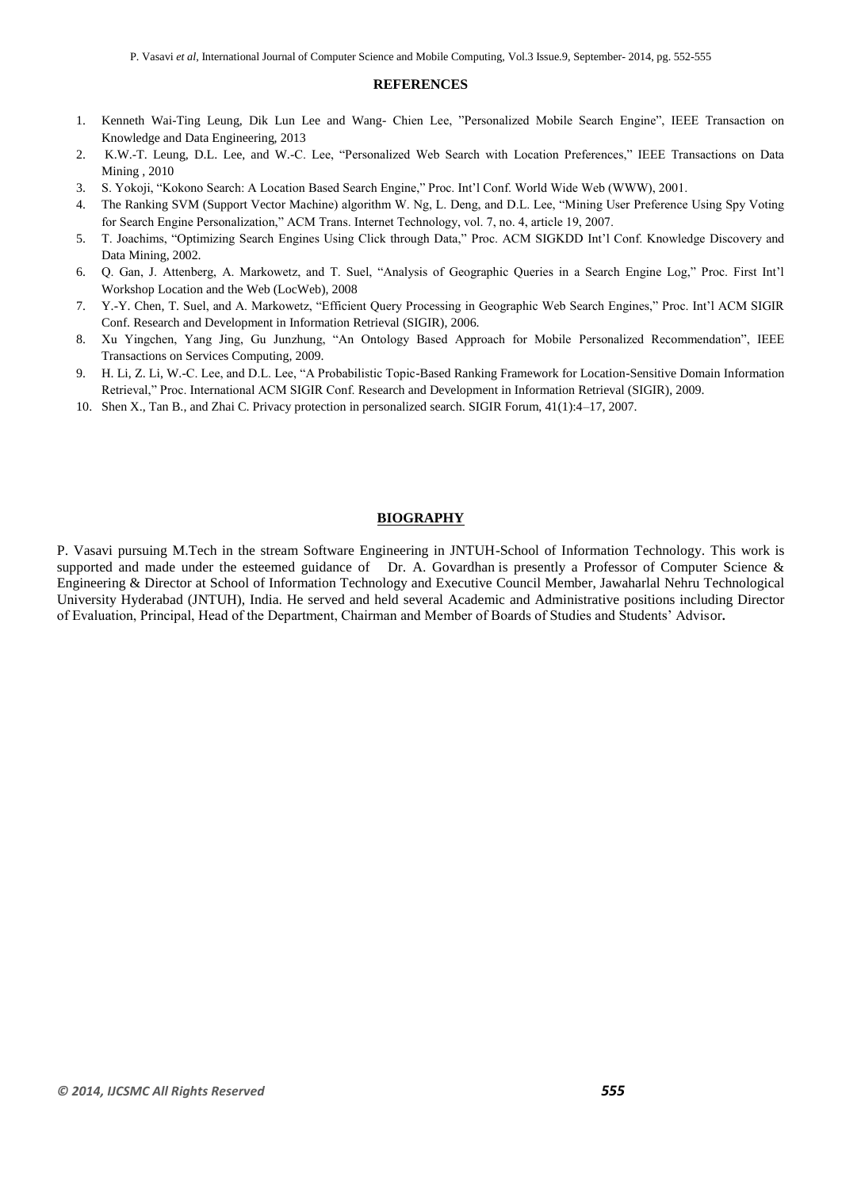## REFERENCES

1. Kenneth Wai-Ting Leung, Dik Lun Lee and Wang- Chien Lee, "Personalized Mobile Search Engine", IEEE Transaction on Knowledge and Data Engineering, 2013
2. K.W.-T. Leung, D.L. Lee, and W.-C. Lee, "Personalized Web Search with Location Preferences," IEEE Transactions on Data Mining , 2010
3. S. Yokoji, "Kokono Search: A Location Based Search Engine," Proc. Int'l Conf. World Wide Web (WWW), 2001.
4. The Ranking SVM (Support Vector Machine) algorithm W. Ng, L. Deng, and D.L. Lee, "Mining User Preference Using Spy Voting for Search Engine Personalization," ACM Trans. Internet Technology, vol. 7, no. 4, article 19, 2007.
5. T. Joachims, "Optimizing Search Engines Using Click through Data," Proc. ACM SIGKDD Int'l Conf. Knowledge Discovery and Data Mining, 2002.
6. Q. Gan, J. Attenberg, A. Markowetz, and T. Suel, "Analysis of Geographic Queries in a Search Engine Log," Proc. First Int'l Workshop Location and the Web (LocWeb), 2008
7. Y.-Y. Chen, T. Suel, and A. Markowetz, "Efficient Query Processing in Geographic Web Search Engines," Proc. Int'l ACM SIGIR Conf. Research and Development in Information Retrieval (SIGIR), 2006.
8. Xu Yingchen, Yang Jing, Gu Junzhung, "An Ontology Based Approach for Mobile Personalized Recommendation", IEEE Transactions on Services Computing, 2009.
9. H. Li, Z. Li, W.-C. Lee, and D.L. Lee, "A Probabilistic Topic-Based Ranking Framework for Location-Sensitive Domain Information Retrieval," Proc. International ACM SIGIR Conf. Research and Development in Information Retrieval (SIGIR), 2009.
10. Shen X., Tan B., and Zhai C. Privacy protection in personalized search. SIGIR Forum, 41(1):4–17, 2007.

## BIOGRAPHY

P. Vasavi pursuing M.Tech in the stream Software Engineering in JNTUH-School of Information Technology. This work is supported and made under the esteemed guidance of Dr. A. Govardhan is presently a Professor of Computer Science & Engineering & Director at School of Information Technology and Executive Council Member, Jawaharlal Nehru Technological University Hyderabad (JNTUH), India. He served and held several Academic and Administrative positions including Director of Evaluation, Principal, Head of the Department, Chairman and Member of Boards of Studies and Students' Advisor**.**